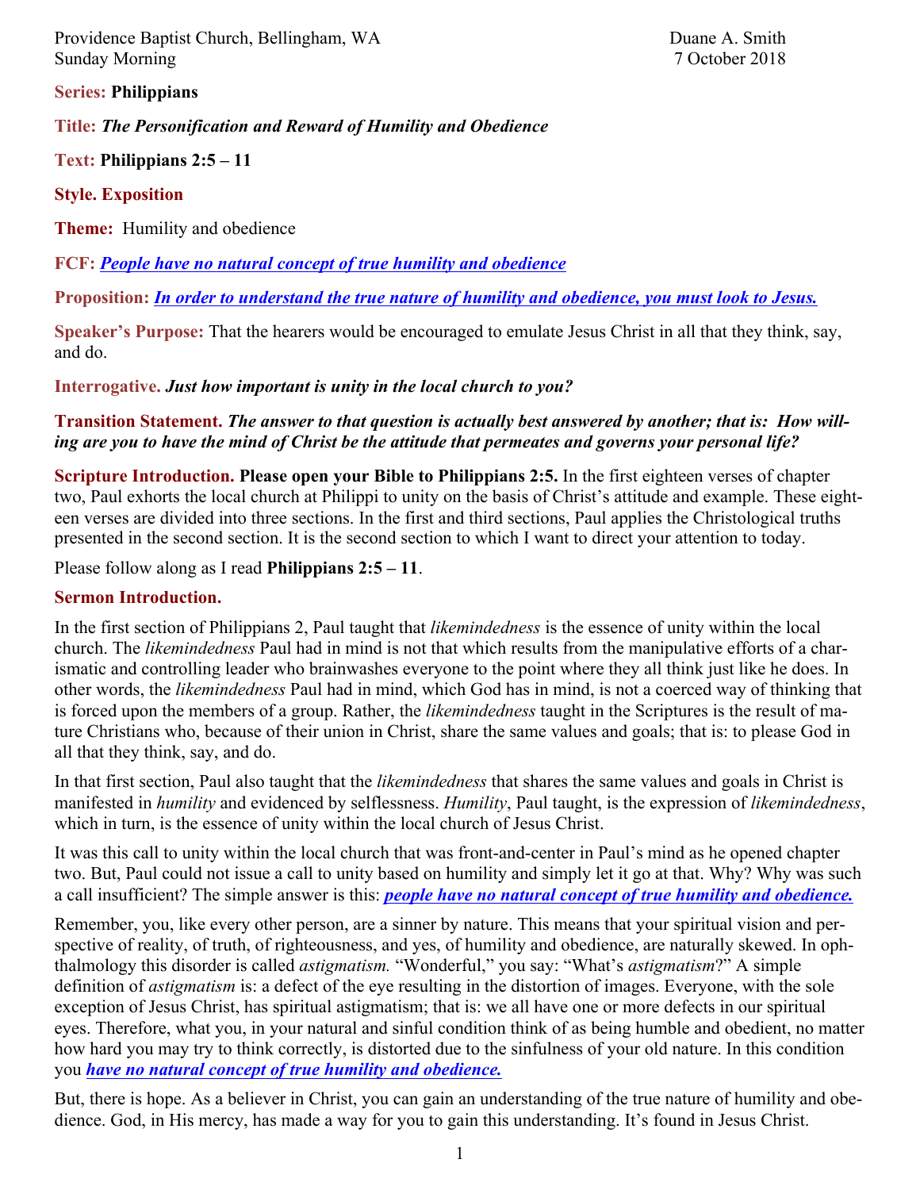Providence Baptist Church, Bellingham, WA — Duane A. Smith
Sunday Morning — 7 October 2018

**Series:** **Philippians**

**Title:** ***The Personification and Reward of Humility and Obedience***

**Text:** **Philippians 2:5 – 11**

**Style. Exposition**

**Theme:** Humility and obedience

**FCF:** ***People have no natural concept of true humility and obedience***

**Proposition:** ***In order to understand the true nature of humility and obedience, you must look to Jesus.***

**Speaker's Purpose:** That the hearers would be encouraged to emulate Jesus Christ in all that they think, say, and do.

**Interrogative.** ***Just how important is unity in the local church to you?***

**Transition Statement.** ***The answer to that question is actually best answered by another; that is: How willing are you to have the mind of Christ be the attitude that permeates and governs your personal life?***

**Scripture Introduction.** **Please open your Bible to Philippians 2:5.** In the first eighteen verses of chapter two, Paul exhorts the local church at Philippi to unity on the basis of Christ's attitude and example. These eighteen verses are divided into three sections. In the first and third sections, Paul applies the Christological truths presented in the second section. It is the second section to which I want to direct your attention to today.

Please follow along as I read **Philippians 2:5 – 11**.

**Sermon Introduction.**

In the first section of Philippians 2, Paul taught that *likemindedness* is the essence of unity within the local church. The *likemindedness* Paul had in mind is not that which results from the manipulative efforts of a charismatic and controlling leader who brainwashes everyone to the point where they all think just like he does. In other words, the *likemindedness* Paul had in mind, which God has in mind, is not a coerced way of thinking that is forced upon the members of a group. Rather, the *likemindedness* taught in the Scriptures is the result of mature Christians who, because of their union in Christ, share the same values and goals; that is: to please God in all that they think, say, and do.

In that first section, Paul also taught that the *likemindedness* that shares the same values and goals in Christ is manifested in *humility* and evidenced by selflessness. *Humility*, Paul taught, is the expression of *likemindedness*, which in turn, is the essence of unity within the local church of Jesus Christ.

It was this call to unity within the local church that was front-and-center in Paul's mind as he opened chapter two. But, Paul could not issue a call to unity based on humility and simply let it go at that. Why? Why was such a call insufficient? The simple answer is this: ***people have no natural concept of true humility and obedience.***

Remember, you, like every other person, are a sinner by nature. This means that your spiritual vision and perspective of reality, of truth, of righteousness, and yes, of humility and obedience, are naturally skewed. In ophthalmology this disorder is called *astigmatism.* "Wonderful," you say: "What's *astigmatism*?" A simple definition of *astigmatism* is: a defect of the eye resulting in the distortion of images. Everyone, with the sole exception of Jesus Christ, has spiritual astigmatism; that is: we all have one or more defects in our spiritual eyes. Therefore, what you, in your natural and sinful condition think of as being humble and obedient, no matter how hard you may try to think correctly, is distorted due to the sinfulness of your old nature. In this condition you ***have no natural concept of true humility and obedience.***

But, there is hope. As a believer in Christ, you can gain an understanding of the true nature of humility and obedience. God, in His mercy, has made a way for you to gain this understanding. It's found in Jesus Christ.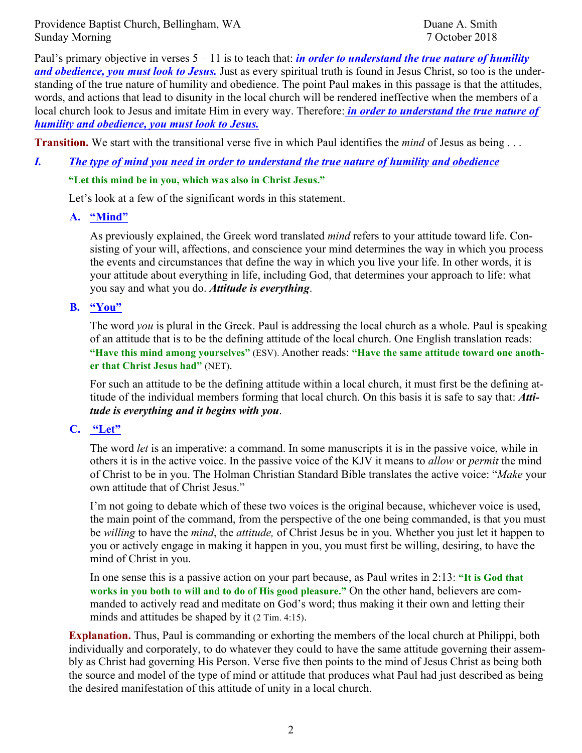Paul's primary objective in verses 5 – 11 is to teach that: ***in order to understand the true nature of humility and obedience, you must look to Jesus.*** Just as every spiritual truth is found in Jesus Christ, so too is the understanding of the true nature of humility and obedience. The point Paul makes in this passage is that the attitudes, words, and actions that lead to disunity in the local church will be rendered ineffective when the members of a local church look to Jesus and imitate Him in every way. Therefore: ***in order to understand the true nature of humility and obedience, you must look to Jesus.***

**Transition.** We start with the transitional verse five in which Paul identifies the *mind* of Jesus as being . . .

## *I. The type of mind you need in order to understand the true nature of humility and obedience*

**"Let this mind be in you, which was also in Christ Jesus."**

Let's look at a few of the significant words in this statement.

### A. "Mind"

As previously explained, the Greek word translated *mind* refers to your attitude toward life. Consisting of your will, affections, and conscience your mind determines the way in which you process the events and circumstances that define the way in which you live your life. In other words, it is your attitude about everything in life, including God, that determines your approach to life: what you say and what you do. ***Attitude is everything***.

### B. "You"

The word *you* is plural in the Greek. Paul is addressing the local church as a whole. Paul is speaking of an attitude that is to be the defining attitude of the local church. One English translation reads: **"Have this mind among yourselves"** (ESV). Another reads: **"Have the same attitude toward one another that Christ Jesus had"** (NET).

For such an attitude to be the defining attitude within a local church, it must first be the defining attitude of the individual members forming that local church. On this basis it is safe to say that: ***Attitude is everything and it begins with you***.

### C. "Let"

The word *let* is an imperative: a command. In some manuscripts it is in the passive voice, while in others it is in the active voice. In the passive voice of the KJV it means to *allow* or *permit* the mind of Christ to be in you. The Holman Christian Standard Bible translates the active voice: "*Make* your own attitude that of Christ Jesus."

I'm not going to debate which of these two voices is the original because, whichever voice is used, the main point of the command, from the perspective of the one being commanded, is that you must be *willing* to have the *mind*, the *attitude,* of Christ Jesus be in you. Whether you just let it happen to you or actively engage in making it happen in you, you must first be willing, desiring, to have the mind of Christ in you.

In one sense this is a passive action on your part because, as Paul writes in 2:13: **"It is God that works in you both to will and to do of His good pleasure."** On the other hand, believers are commanded to actively read and meditate on God's word; thus making it their own and letting their minds and attitudes be shaped by it (2 Tim. 4:15).

**Explanation.** Thus, Paul is commanding or exhorting the members of the local church at Philippi, both individually and corporately, to do whatever they could to have the same attitude governing their assembly as Christ had governing His Person. Verse five then points to the mind of Jesus Christ as being both the source and model of the type of mind or attitude that produces what Paul had just described as being the desired manifestation of this attitude of unity in a local church.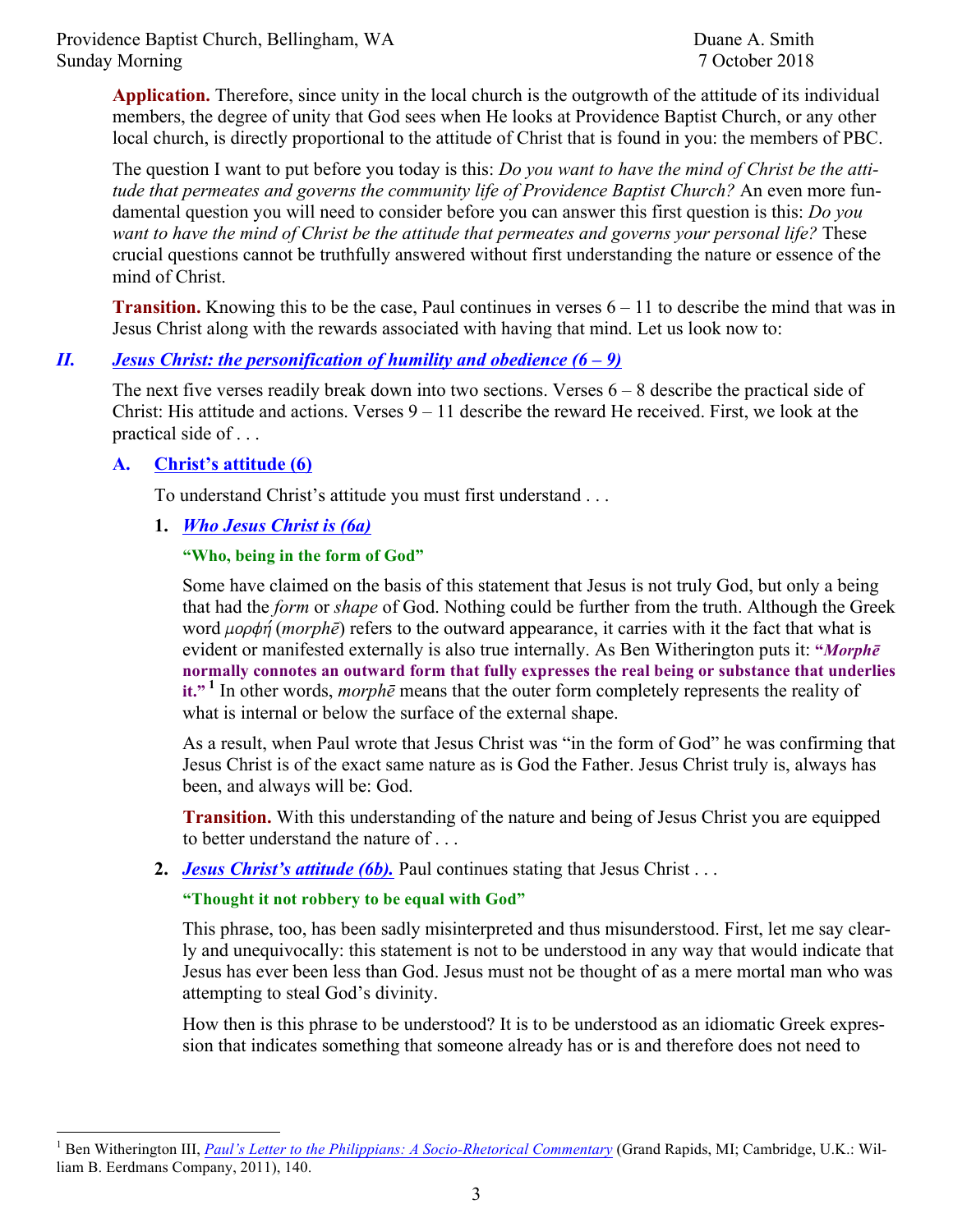**Application.** Therefore, since unity in the local church is the outgrowth of the attitude of its individual members, the degree of unity that God sees when He looks at Providence Baptist Church, or any other local church, is directly proportional to the attitude of Christ that is found in you: the members of PBC.

The question I want to put before you today is this: *Do you want to have the mind of Christ be the attitude that permeates and governs the community life of Providence Baptist Church?* An even more fundamental question you will need to consider before you can answer this first question is this: *Do you want to have the mind of Christ be the attitude that permeates and governs your personal life?* These crucial questions cannot be truthfully answered without first understanding the nature or essence of the mind of Christ.

**Transition.** Knowing this to be the case, Paul continues in verses 6 – 11 to describe the mind that was in Jesus Christ along with the rewards associated with having that mind. Let us look now to:

## II. *Jesus Christ: the personification of humility and obedience (6 – 9)*

The next five verses readily break down into two sections. Verses 6 – 8 describe the practical side of Christ: His attitude and actions. Verses 9 – 11 describe the reward He received. First, we look at the practical side of . . .

### A. Christ's attitude (6)

To understand Christ's attitude you must first understand . . .

**1.** ***Who Jesus Christ is (6a)***

**"Who, being in the form of God"**

Some have claimed on the basis of this statement that Jesus is not truly God, but only a being that had the *form* or *shape* of God. Nothing could be further from the truth. Although the Greek word *μορφή* (*morphē*) refers to the outward appearance, it carries with it the fact that what is evident or manifested externally is also true internally. As Ben Witherington puts it: **"*Morphē* normally connotes an outward form that fully expresses the real being or substance that underlies it."** [1] In other words, *morphē* means that the outer form completely represents the reality of what is internal or below the surface of the external shape.

As a result, when Paul wrote that Jesus Christ was "in the form of God" he was confirming that Jesus Christ is of the exact same nature as is God the Father. Jesus Christ truly is, always has been, and always will be: God.

**Transition.** With this understanding of the nature and being of Jesus Christ you are equipped to better understand the nature of . . .

**2.** ***Jesus Christ's attitude (6b).*** Paul continues stating that Jesus Christ . . .

**"Thought it not robbery to be equal with God"**

This phrase, too, has been sadly misinterpreted and thus misunderstood. First, let me say clearly and unequivocally: this statement is not to be understood in any way that would indicate that Jesus has ever been less than God. Jesus must not be thought of as a mere mortal man who was attempting to steal God's divinity.

How then is this phrase to be understood? It is to be understood as an idiomatic Greek expression that indicates something that someone already has or is and therefore does not need to

---

[1] Ben Witherington III, *Paul's Letter to the Philippians: A Socio-Rhetorical Commentary* (Grand Rapids, MI; Cambridge, U.K.: William B. Eerdmans Company, 2011), 140.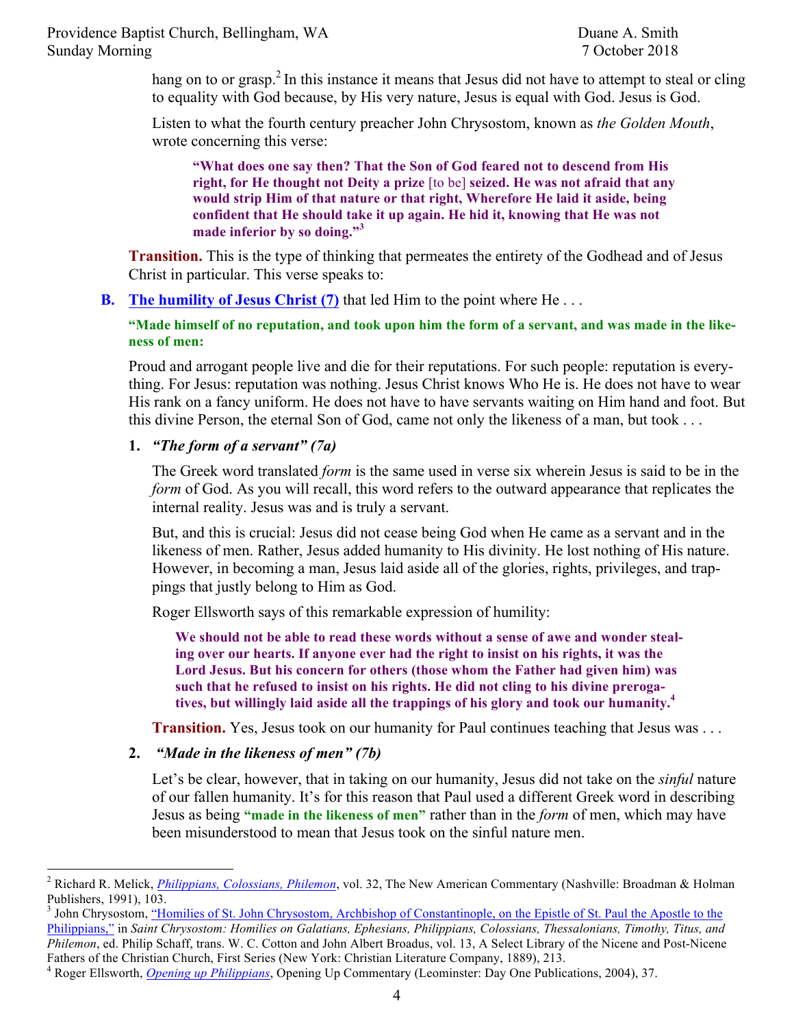hang on to or grasp.[2] In this instance it means that Jesus did not have to attempt to steal or cling to equality with God because, by His very nature, Jesus is equal with God. Jesus is God.

Listen to what the fourth century preacher John Chrysostom, known as *the Golden Mouth*, wrote concerning this verse:

> **"What does one say then? That the Son of God feared not to descend from His right, for He thought not Deity a prize** [to be] **seized. He was not afraid that any would strip Him of that nature or that right, Wherefore He laid it aside, being confident that He should take it up again. He hid it, knowing that He was not made inferior by so doing."**[3]

**Transition.** This is the type of thinking that permeates the entirety of the Godhead and of Jesus Christ in particular. This verse speaks to:

### B. The humility of Jesus Christ (7) that led Him to the point where He . . .

**"Made himself of no reputation, and took upon him the form of a servant, and was made in the likeness of men:**

Proud and arrogant people live and die for their reputations. For such people: reputation is everything. For Jesus: reputation was nothing. Jesus Christ knows Who He is. He does not have to wear His rank on a fancy uniform. He does not have to have servants waiting on Him hand and foot. But this divine Person, the eternal Son of God, came not only the likeness of a man, but took . . .

#### 1. *"The form of a servant" (7a)*

The Greek word translated *form* is the same used in verse six wherein Jesus is said to be in the *form* of God. As you will recall, this word refers to the outward appearance that replicates the internal reality. Jesus was and is truly a servant.

But, and this is crucial: Jesus did not cease being God when He came as a servant and in the likeness of men. Rather, Jesus added humanity to His divinity. He lost nothing of His nature. However, in becoming a man, Jesus laid aside all of the glories, rights, privileges, and trappings that justly belong to Him as God.

Roger Ellsworth says of this remarkable expression of humility:

> **We should not be able to read these words without a sense of awe and wonder stealing over our hearts. If anyone ever had the right to insist on his rights, it was the Lord Jesus. But his concern for others (those whom the Father had given him) was such that he refused to insist on his rights. He did not cling to his divine prerogatives, but willingly laid aside all the trappings of his glory and took our humanity.**[4]

**Transition.** Yes, Jesus took on our humanity for Paul continues teaching that Jesus was . . .

#### 2. *"Made in the likeness of men" (7b)*

Let's be clear, however, that in taking on our humanity, Jesus did not take on the *sinful* nature of our fallen humanity. It's for this reason that Paul used a different Greek word in describing Jesus as being **"made in the likeness of men"** rather than in the *form* of men, which may have been misunderstood to mean that Jesus took on the sinful nature men.

---

[2] Richard R. Melick, *Philippians, Colossians, Philemon*, vol. 32, The New American Commentary (Nashville: Broadman & Holman Publishers, 1991), 103.

[3] John Chrysostom, "Homilies of St. John Chrysostom, Archbishop of Constantinople, on the Epistle of St. Paul the Apostle to the Philippians," in *Saint Chrysostom: Homilies on Galatians, Ephesians, Philippians, Colossians, Thessalonians, Timothy, Titus, and Philemon*, ed. Philip Schaff, trans. W. C. Cotton and John Albert Broadus, vol. 13, A Select Library of the Nicene and Post-Nicene Fathers of the Christian Church, First Series (New York: Christian Literature Company, 1889), 213.

[4] Roger Ellsworth, *Opening up Philippians*, Opening Up Commentary (Leominster: Day One Publications, 2004), 37.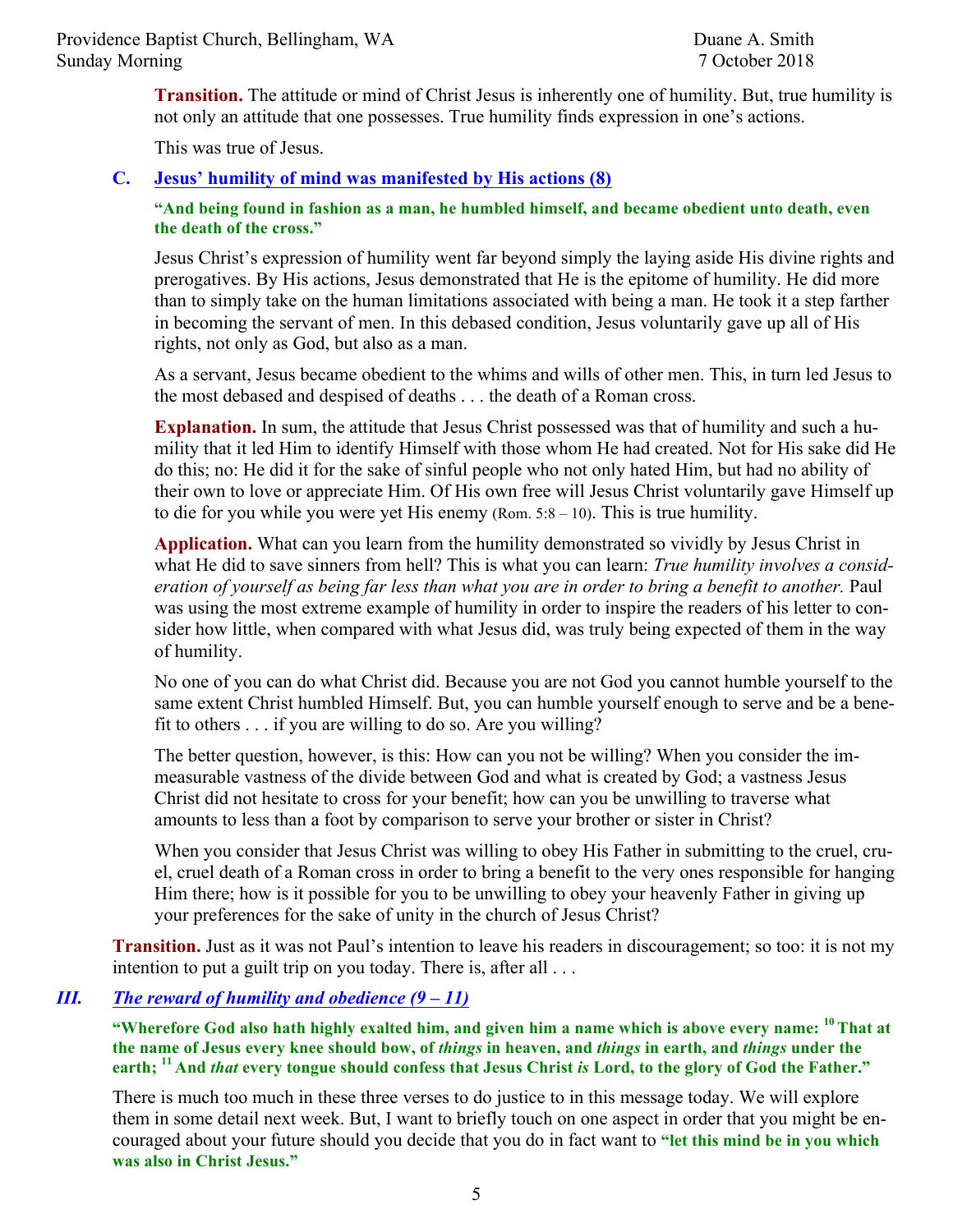**Transition.** The attitude or mind of Christ Jesus is inherently one of humility. But, true humility is not only an attitude that one possesses. True humility finds expression in one's actions.

This was true of Jesus.

### C. Jesus' humility of mind was manifested by His actions (8)

**"And being found in fashion as a man, he humbled himself, and became obedient unto death, even the death of the cross."**

Jesus Christ's expression of humility went far beyond simply the laying aside His divine rights and prerogatives. By His actions, Jesus demonstrated that He is the epitome of humility. He did more than to simply take on the human limitations associated with being a man. He took it a step farther in becoming the servant of men. In this debased condition, Jesus voluntarily gave up all of His rights, not only as God, but also as a man.

As a servant, Jesus became obedient to the whims and wills of other men. This, in turn led Jesus to the most debased and despised of deaths . . . the death of a Roman cross.

**Explanation.** In sum, the attitude that Jesus Christ possessed was that of humility and such a humility that it led Him to identify Himself with those whom He had created. Not for His sake did He do this; no: He did it for the sake of sinful people who not only hated Him, but had no ability of their own to love or appreciate Him. Of His own free will Jesus Christ voluntarily gave Himself up to die for you while you were yet His enemy (Rom. 5:8 – 10). This is true humility.

**Application.** What can you learn from the humility demonstrated so vividly by Jesus Christ in what He did to save sinners from hell? This is what you can learn: *True humility involves a consideration of yourself as being far less than what you are in order to bring a benefit to another.* Paul was using the most extreme example of humility in order to inspire the readers of his letter to consider how little, when compared with what Jesus did, was truly being expected of them in the way of humility.

No one of you can do what Christ did. Because you are not God you cannot humble yourself to the same extent Christ humbled Himself. But, you can humble yourself enough to serve and be a benefit to others . . . if you are willing to do so. Are you willing?

The better question, however, is this: How can you not be willing? When you consider the immeasurable vastness of the divide between God and what is created by God; a vastness Jesus Christ did not hesitate to cross for your benefit; how can you be unwilling to traverse what amounts to less than a foot by comparison to serve your brother or sister in Christ?

When you consider that Jesus Christ was willing to obey His Father in submitting to the cruel, cruel, cruel death of a Roman cross in order to bring a benefit to the very ones responsible for hanging Him there; how is it possible for you to be unwilling to obey your heavenly Father in giving up your preferences for the sake of unity in the church of Jesus Christ?

**Transition.** Just as it was not Paul's intention to leave his readers in discouragement; so too: it is not my intention to put a guilt trip on you today. There is, after all . . .

## *III. The reward of humility and obedience (9 – 11)*

**"Wherefore God also hath highly exalted him, and given him a name which is above every name: [10] That at the name of Jesus every knee should bow, of *things* in heaven, and *things* in earth, and *things* under the earth; [11] And *that* every tongue should confess that Jesus Christ *is* Lord, to the glory of God the Father."**

There is much too much in these three verses to do justice to in this message today. We will explore them in some detail next week. But, I want to briefly touch on one aspect in order that you might be encouraged about your future should you decide that you do in fact want to **"let this mind be in you which was also in Christ Jesus."**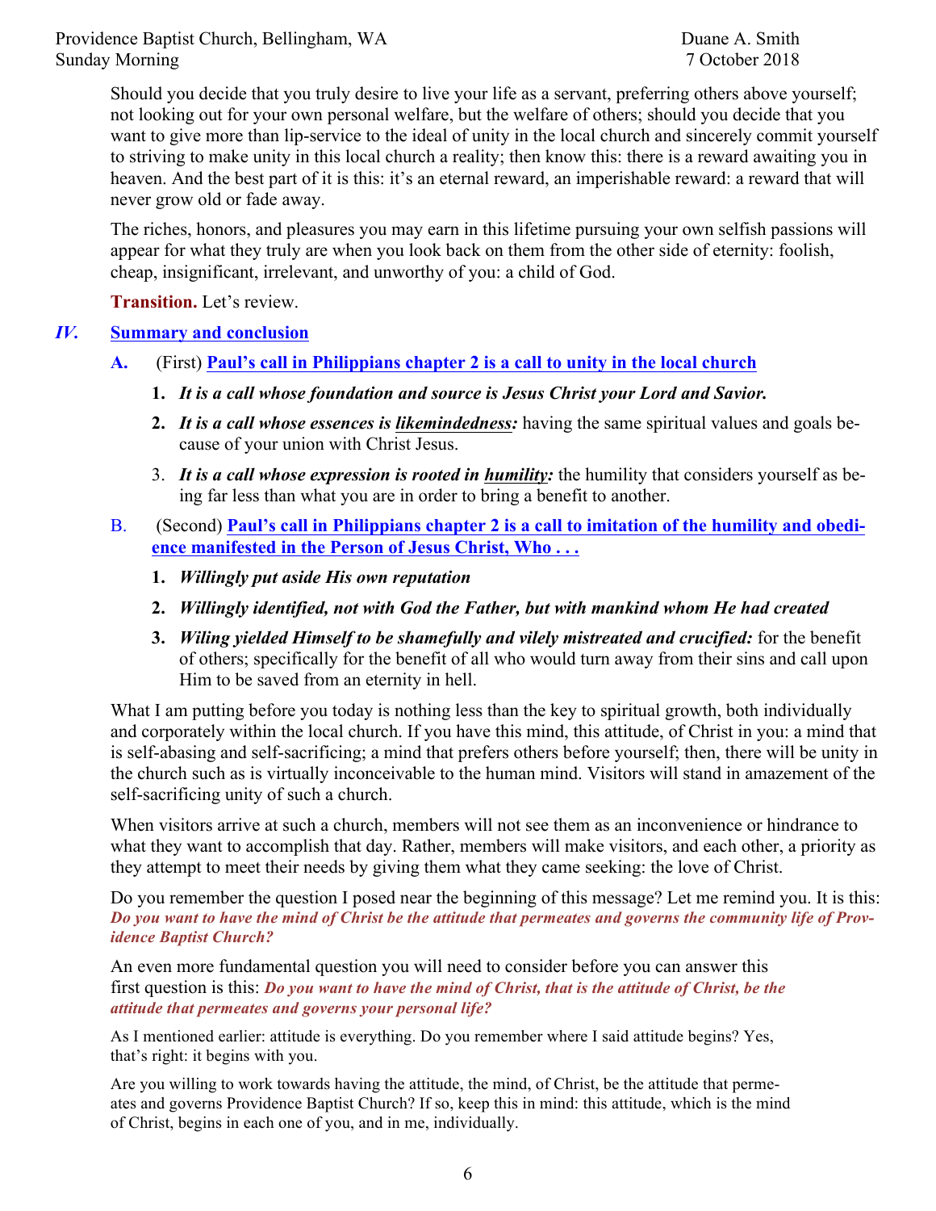Should you decide that you truly desire to live your life as a servant, preferring others above yourself; not looking out for your own personal welfare, but the welfare of others; should you decide that you want to give more than lip-service to the ideal of unity in the local church and sincerely commit yourself to striving to make unity in this local church a reality; then know this: there is a reward awaiting you in heaven. And the best part of it is this: it's an eternal reward, an imperishable reward: a reward that will never grow old or fade away.

The riches, honors, and pleasures you may earn in this lifetime pursuing your own selfish passions will appear for what they truly are when you look back on them from the other side of eternity: foolish, cheap, insignificant, irrelevant, and unworthy of you: a child of God.

**Transition.** Let's review.

## *IV.* Summary and conclusion

**A.** (First) **Paul's call in Philippians chapter 2 is a call to unity in the local church**

1. ***It is a call whose foundation and source is Jesus Christ your Lord and Savior.***
2. ***It is a call whose essences is likemindedness:*** having the same spiritual values and goals because of your union with Christ Jesus.
3. ***It is a call whose expression is rooted in humility:*** the humility that considers yourself as being far less than what you are in order to bring a benefit to another.

B. (Second) **Paul's call in Philippians chapter 2 is a call to imitation of the humility and obedience manifested in the Person of Jesus Christ, Who . . .**

1. ***Willingly put aside His own reputation***
2. ***Willingly identified, not with God the Father, but with mankind whom He had created***
3. ***Wiling yielded Himself to be shamefully and vilely mistreated and crucified:*** for the benefit of others; specifically for the benefit of all who would turn away from their sins and call upon Him to be saved from an eternity in hell.

What I am putting before you today is nothing less than the key to spiritual growth, both individually and corporately within the local church. If you have this mind, this attitude, of Christ in you: a mind that is self-abasing and self-sacrificing; a mind that prefers others before yourself; then, there will be unity in the church such as is virtually inconceivable to the human mind. Visitors will stand in amazement of the self-sacrificing unity of such a church.

When visitors arrive at such a church, members will not see them as an inconvenience or hindrance to what they want to accomplish that day. Rather, members will make visitors, and each other, a priority as they attempt to meet their needs by giving them what they came seeking: the love of Christ.

Do you remember the question I posed near the beginning of this message? Let me remind you. It is this: ***Do you want to have the mind of Christ be the attitude that permeates and governs the community life of Providence Baptist Church?***

An even more fundamental question you will need to consider before you can answer this first question is this: ***Do you want to have the mind of Christ, that is the attitude of Christ, be the attitude that permeates and governs your personal life?***

As I mentioned earlier: attitude is everything. Do you remember where I said attitude begins? Yes, that's right: it begins with you.

Are you willing to work towards having the attitude, the mind, of Christ, be the attitude that permeates and governs Providence Baptist Church? If so, keep this in mind: this attitude, which is the mind of Christ, begins in each one of you, and in me, individually.